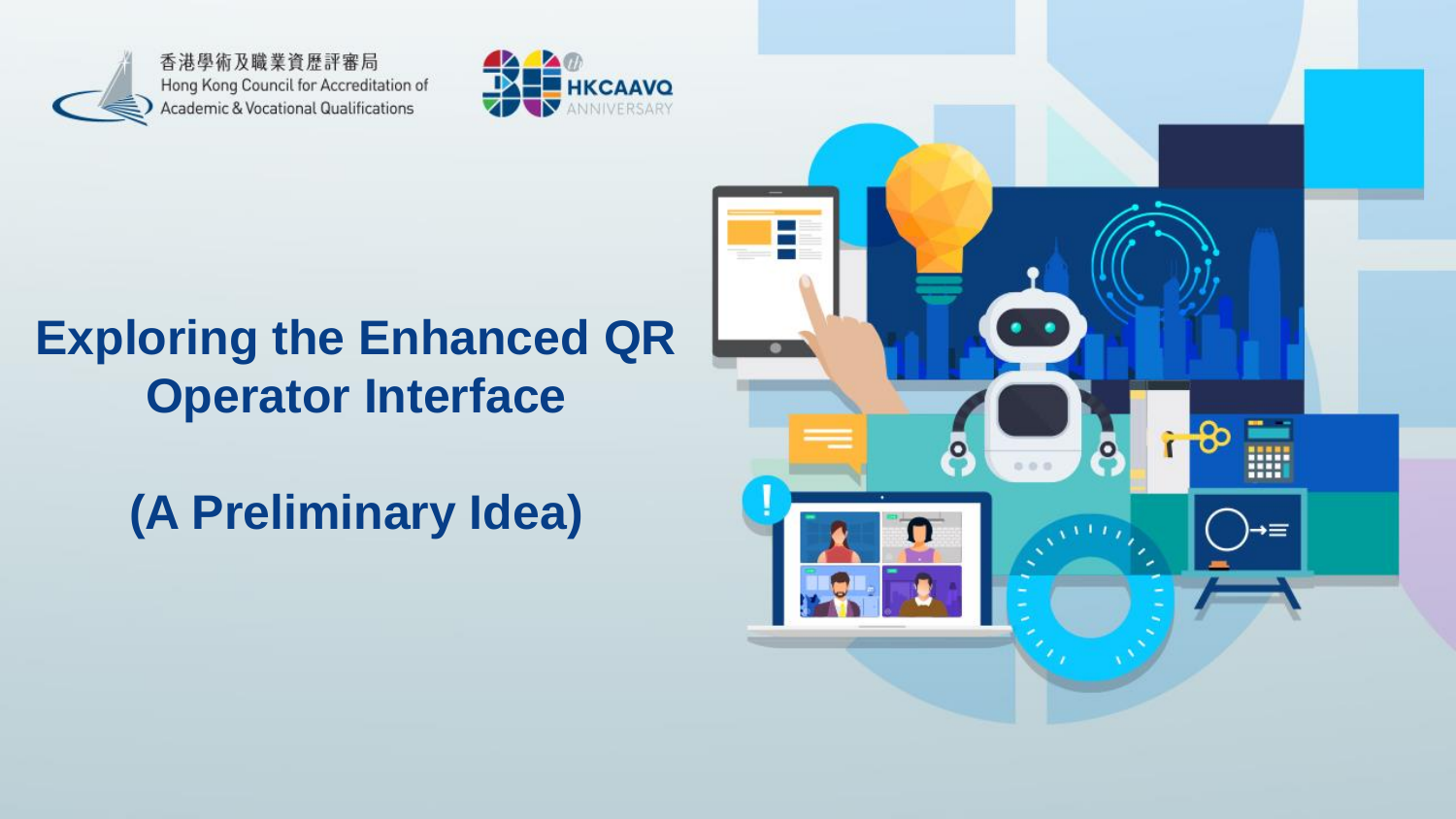香港學術及職業資歷評審局
Hong Kong Council for Accreditation of Academic & Vocational Qualifications

HKCAAVQ ANNIVERSARY

# Exploring the Enhanced QR Operator Interface

# (A Preliminary Idea)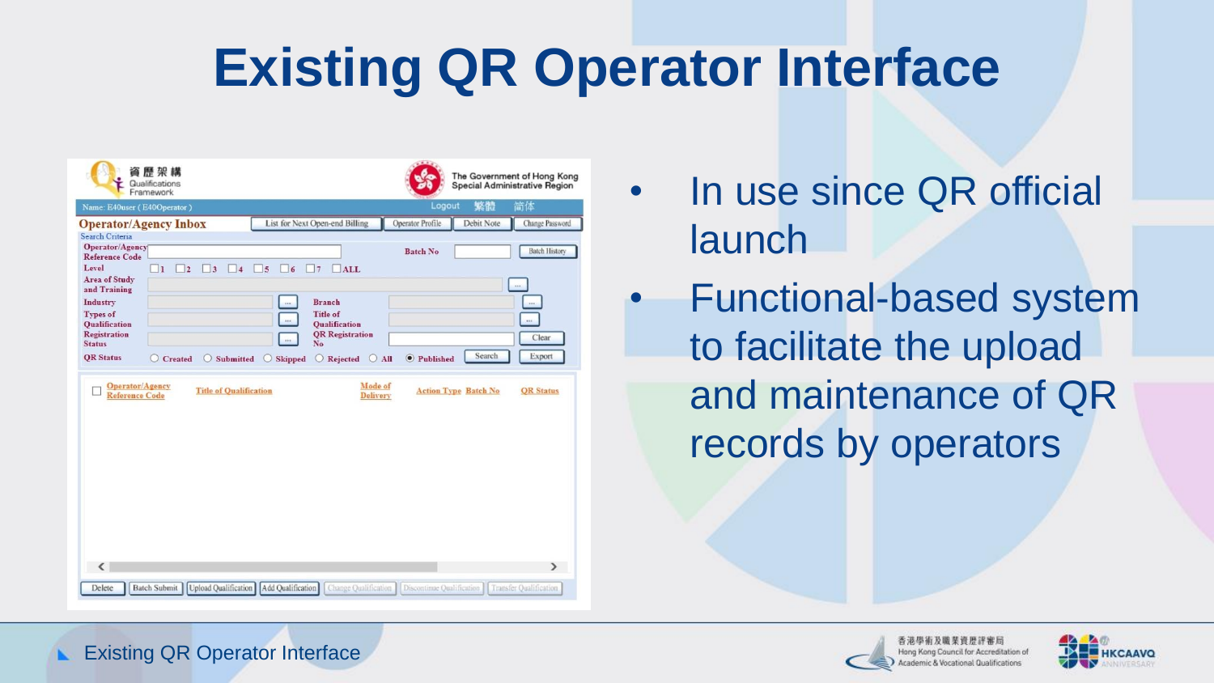# Existing QR Operator Interface

- In use since QR official launch
- Functional-based system to facilitate the upload and maintenance of QR records by operators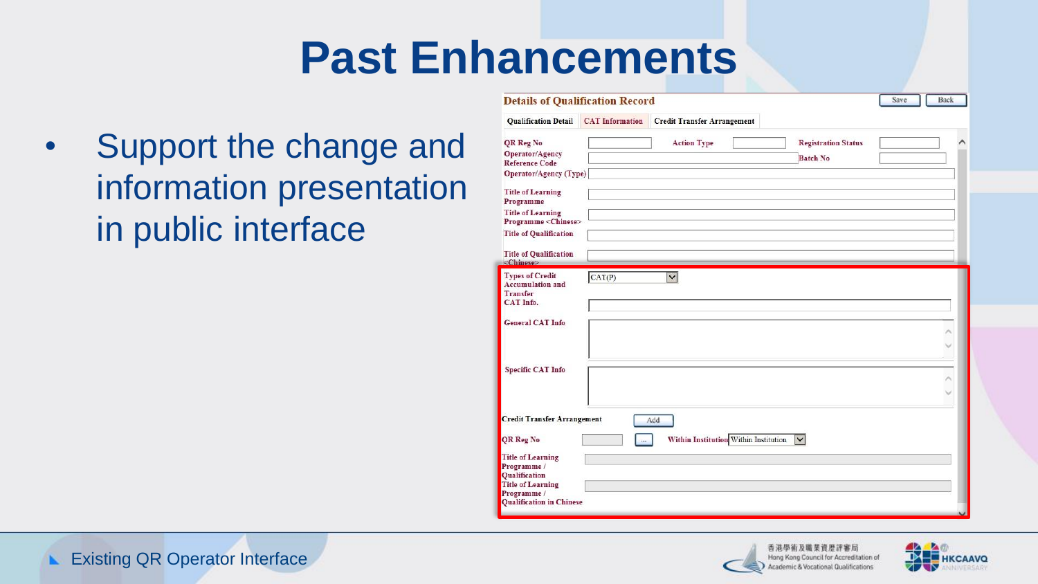# Past Enhancements

- Support the change and information presentation in public interface

**Details of Qualification Record**

Save | Back

Qualification Detail | CAT Information | Credit Transfer Arrangement

QR Reg No | Action Type | Registration Status

Operator/Agency Reference Code | Batch No

Operator/Agency (Type)

Title of Learning Programme

Title of Learning Programme <Chinese>

Title of Qualification

Title of Qualification <Chinese>

Types of Credit Accumulation and Transfer: CAT(P)

CAT Info.

General CAT Info

Specific CAT Info

Credit Transfer Arrangement | Add

QR Reg No | ... | Within Institution: Within Institution

Title of Learning Programme / Qualification

Title of Learning Programme / Qualification in Chinese

Existing QR Operator Interface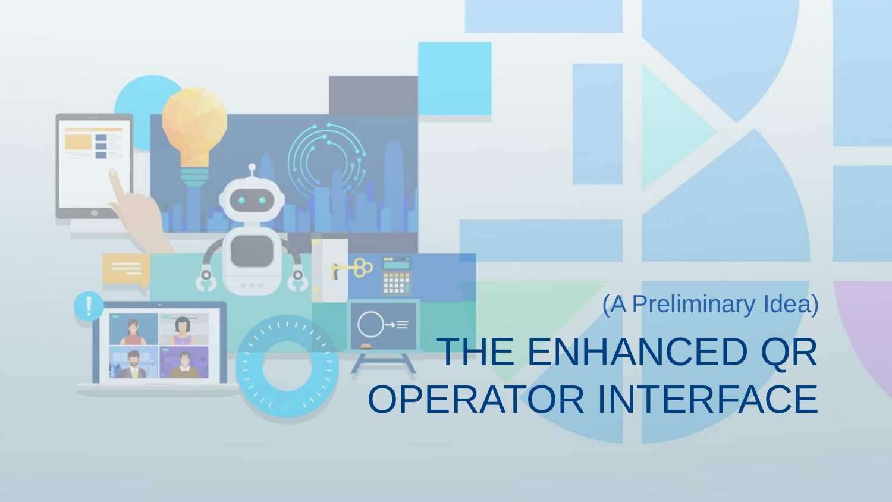(A Preliminary Idea)

# THE ENHANCED QR OPERATOR INTERFACE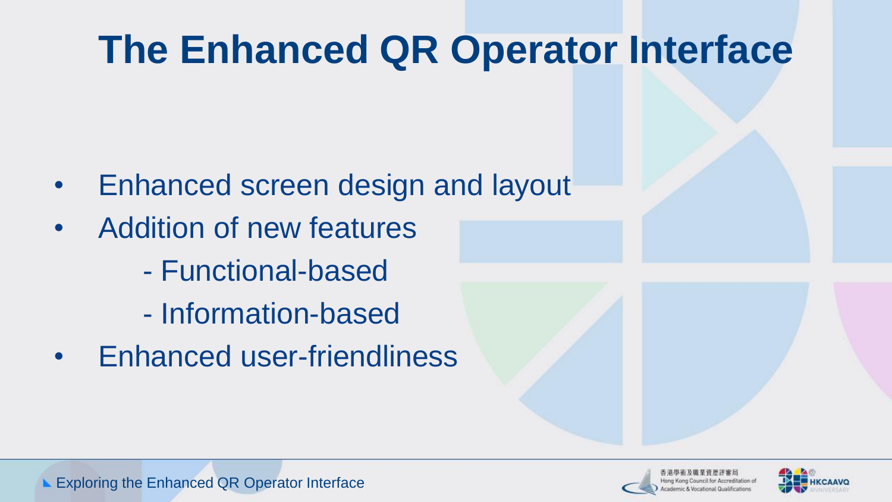# The Enhanced QR Operator Interface

- Enhanced screen design and layout
- Addition of new features
  - Functional-based
  - Information-based
- Enhanced user-friendliness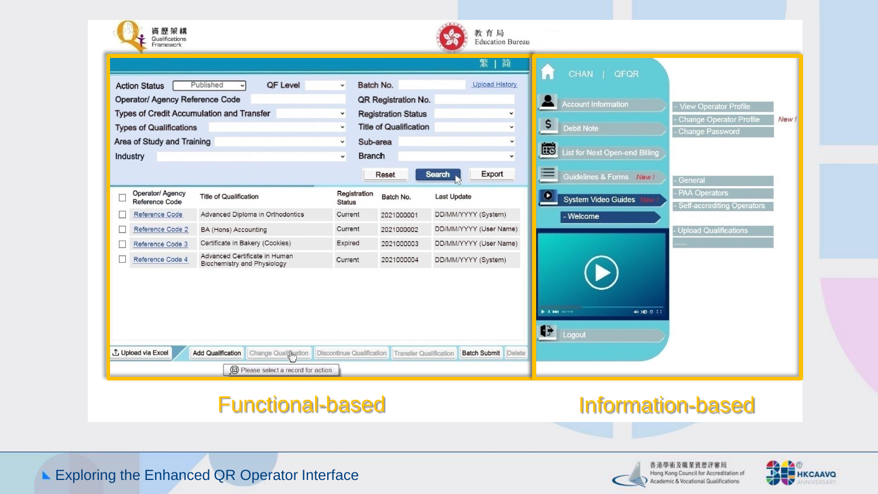資歷架構 Qualifications Framework

教育局 Education Bureau

繁 | 简

| Action Status | Published | QF Level | | Batch No. | | Upload History |
|---|---|---|---|---|---|---|
| Operator/ Agency Reference Code | | | | QR Registration No. | | |
| Types of Credit Accumulation and Transfer | | | | Registration Status | | |
| Types of Qualifications | | | | Title of Qualification | | |
| Area of Study and Training | | | | Sub-area | | |
| Industry | | | | Branch | | |

Reset | Search | Export

| | Operator/ Agency Reference Code | Title of Qualification | Registration Status | Batch No. | Last Update |
|---|---|---|---|---|---|
| ☐ | Reference Code | Advanced Diploma in Orthodontics | Current | 2021000001 | DD/MM/YYYY (System) |
| ☐ | Reference Code 2 | BA (Hons) Accounting | Current | 2021000002 | DD/MM/YYYY (User Name) |
| ☐ | Reference Code 3 | Certificate in Bakery (Cookies) | Expired | 2021000003 | DD/MM/YYYY (User Name) |
| ☐ | Reference Code 4 | Advanced Certificate in Human Biochemistry and Physiology | Current | 2021000004 | DD/MM/YYYY (System) |

Upload via Excel | Add Qualification | Change Qualification | Discontinue Qualification | Transfer Qualification | Batch Submit | Delete

Please select a record for action.

CHAN | QFQR

- Account Information
  - View Operator Profile
  - Change Operator Profile *New !*
  - Change Password
- Debit Note
- List for Next Open-end Billing
- Guidelines & Forms *New !*
  - General
  - PAA Operators
  - Self-accrediting Operators
- System Video Guides *New !*
  - Welcome
  - Upload Qualifications
  - ......
- Logout

## Functional-based

## Information-based

Exploring the Enhanced QR Operator Interface

香港學術及職業資歷評審局 Hong Kong Council for Accreditation of Academic & Vocational Qualifications

HKCAAVQ ANNIVERSARY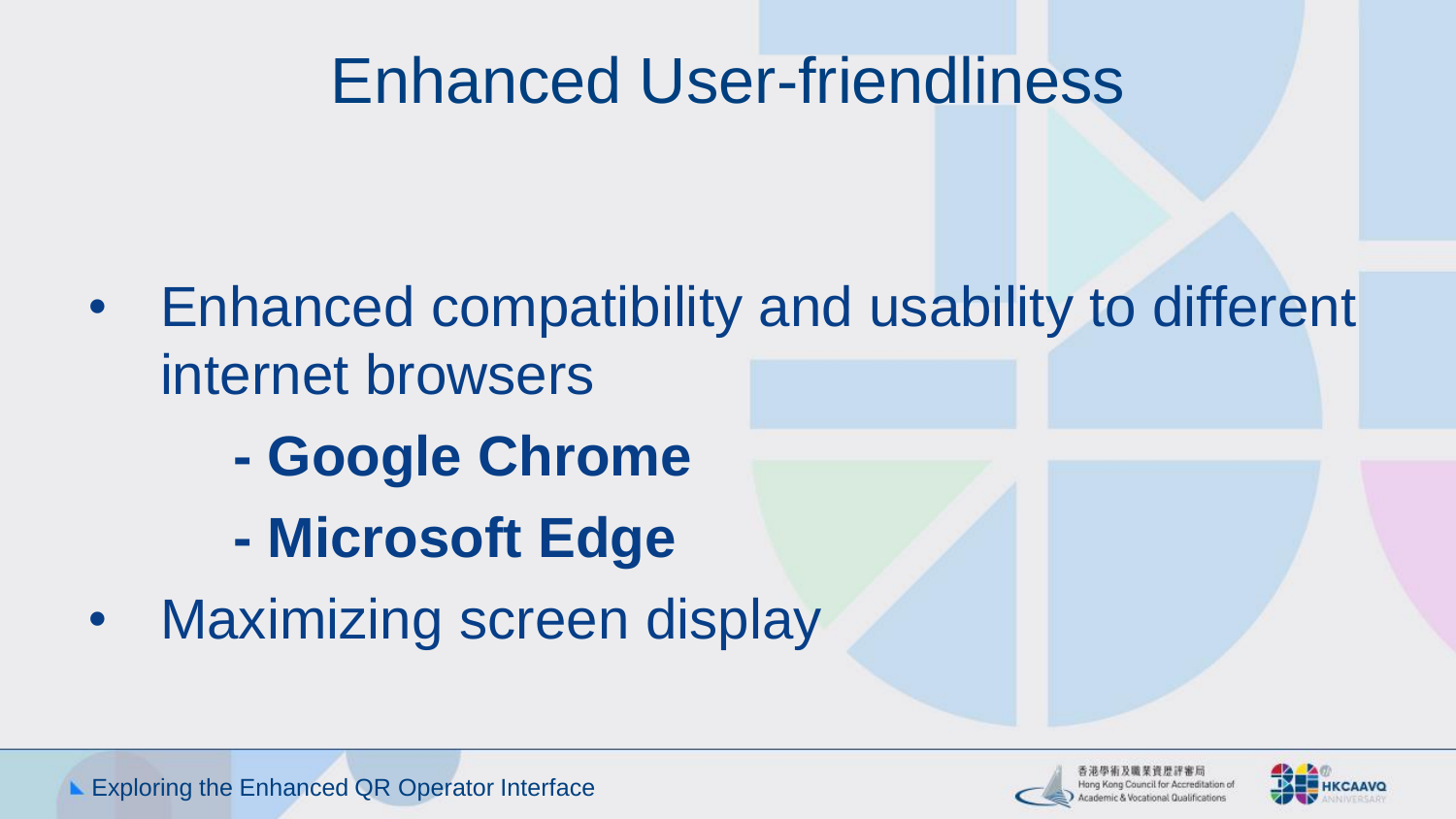# Enhanced User-friendliness

- Enhanced compatibility and usability to different internet browsers
  - **- Google Chrome**
  - **- Microsoft Edge**
- Maximizing screen display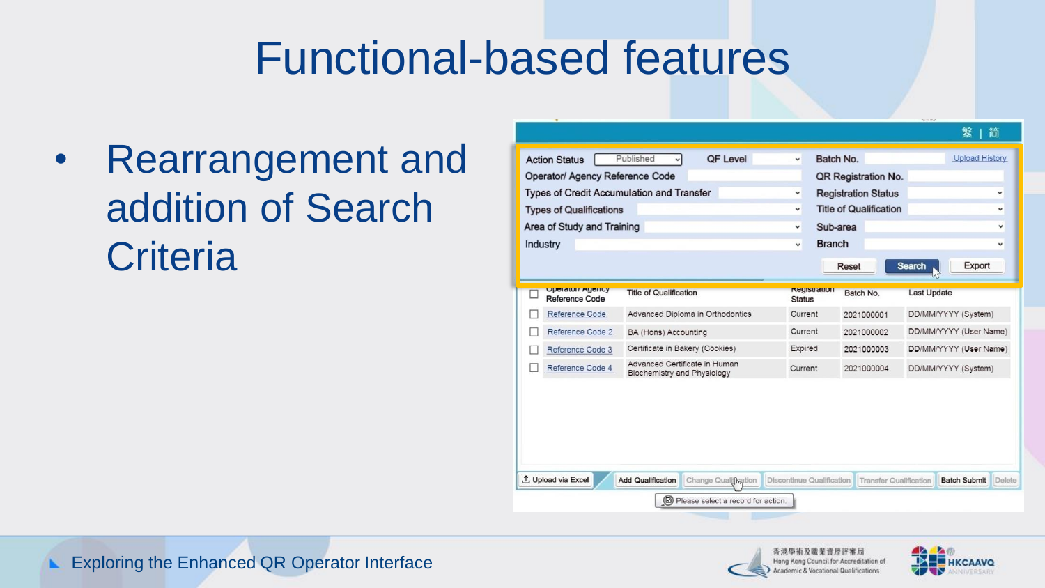# Functional-based features

- Rearrangement and addition of Search Criteria

繁 | 简

Action Status: Published | QF Level | Batch No. | Upload History

Operator/ Agency Reference Code | QR Registration No.

Types of Credit Accumulation and Transfer | Registration Status

Types of Qualifications | Title of Qualification

Area of Study and Training | Sub-area

Industry | Branch

Reset | Search | Export

| | Operator/ Agency Reference Code | Title of Qualification | Registration Status | Batch No. | Last Update |
|---|---|---|---|---|---|
| ☐ | Reference Code | Advanced Diploma in Orthodontics | Current | 2021000001 | DD/MM/YYYY (System) |
| ☐ | Reference Code 2 | BA (Hons) Accounting | Current | 2021000002 | DD/MM/YYYY (User Name) |
| ☐ | Reference Code 3 | Certificate in Bakery (Cookies) | Expired | 2021000003 | DD/MM/YYYY (User Name) |
| ☐ | Reference Code 4 | Advanced Certificate in Human Biochemistry and Physiology | Current | 2021000004 | DD/MM/YYYY (System) |

Upload via Excel | Add Qualification | Change Qualification | Discontinue Qualification | Transfer Qualification | Batch Submit | Delete

Please select a record for action.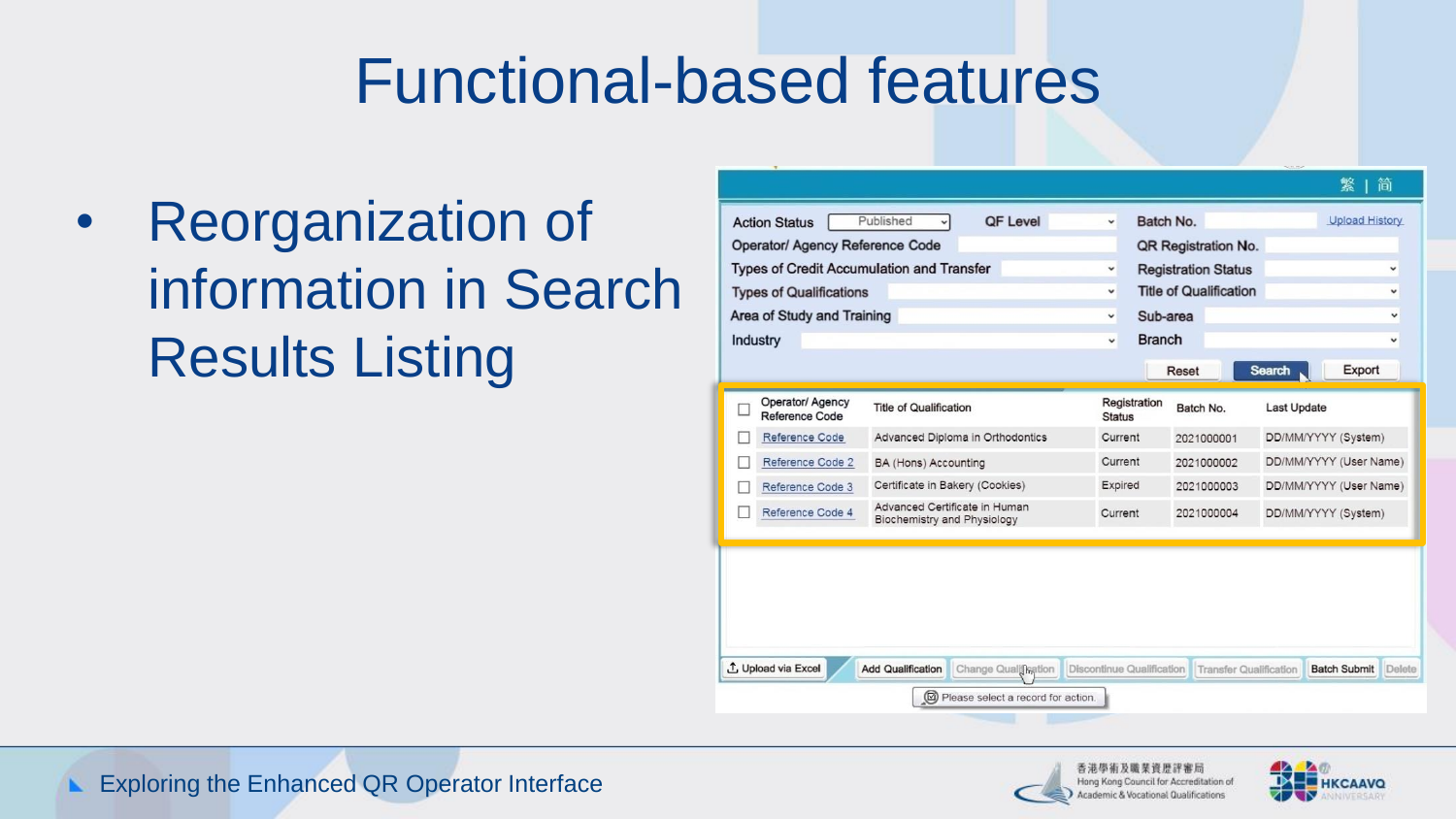# Functional-based features

- Reorganization of information in Search Results Listing

繁 | 简

| | | | |
|---|---|---|---|
| Action Status | Published | QF Level | |
| Batch No. | | Upload History | |
| Operator/ Agency Reference Code | | QR Registration No. | |
| Types of Credit Accumulation and Transfer | | Registration Status | |
| Types of Qualifications | | Title of Qualification | |
| Area of Study and Training | | Sub-area | |
| Industry | | Branch | |

Reset | Search | Export

| ☐ | Operator/ Agency Reference Code | Title of Qualification | Registration Status | Batch No. | Last Update |
|---|---|---|---|---|---|
| ☐ | Reference Code | Advanced Diploma in Orthodontics | Current | 2021000001 | DD/MM/YYYY (System) |
| ☐ | Reference Code 2 | BA (Hons) Accounting | Current | 2021000002 | DD/MM/YYYY (User Name) |
| ☐ | Reference Code 3 | Certificate in Bakery (Cookies) | Expired | 2021000003 | DD/MM/YYYY (User Name) |
| ☐ | Reference Code 4 | Advanced Certificate in Human Biochemistry and Physiology | Current | 2021000004 | DD/MM/YYYY (System) |

Upload via Excel | Add Qualification | Change Qualification | Discontinue Qualification | Transfer Qualification | Batch Submit | Delete

Please select a record for action.

Exploring the Enhanced QR Operator Interface

香港學術及職業資歷評審局 Hong Kong Council for Accreditation of Academic & Vocational Qualifications

HKCAAVQ ANNIVERSARY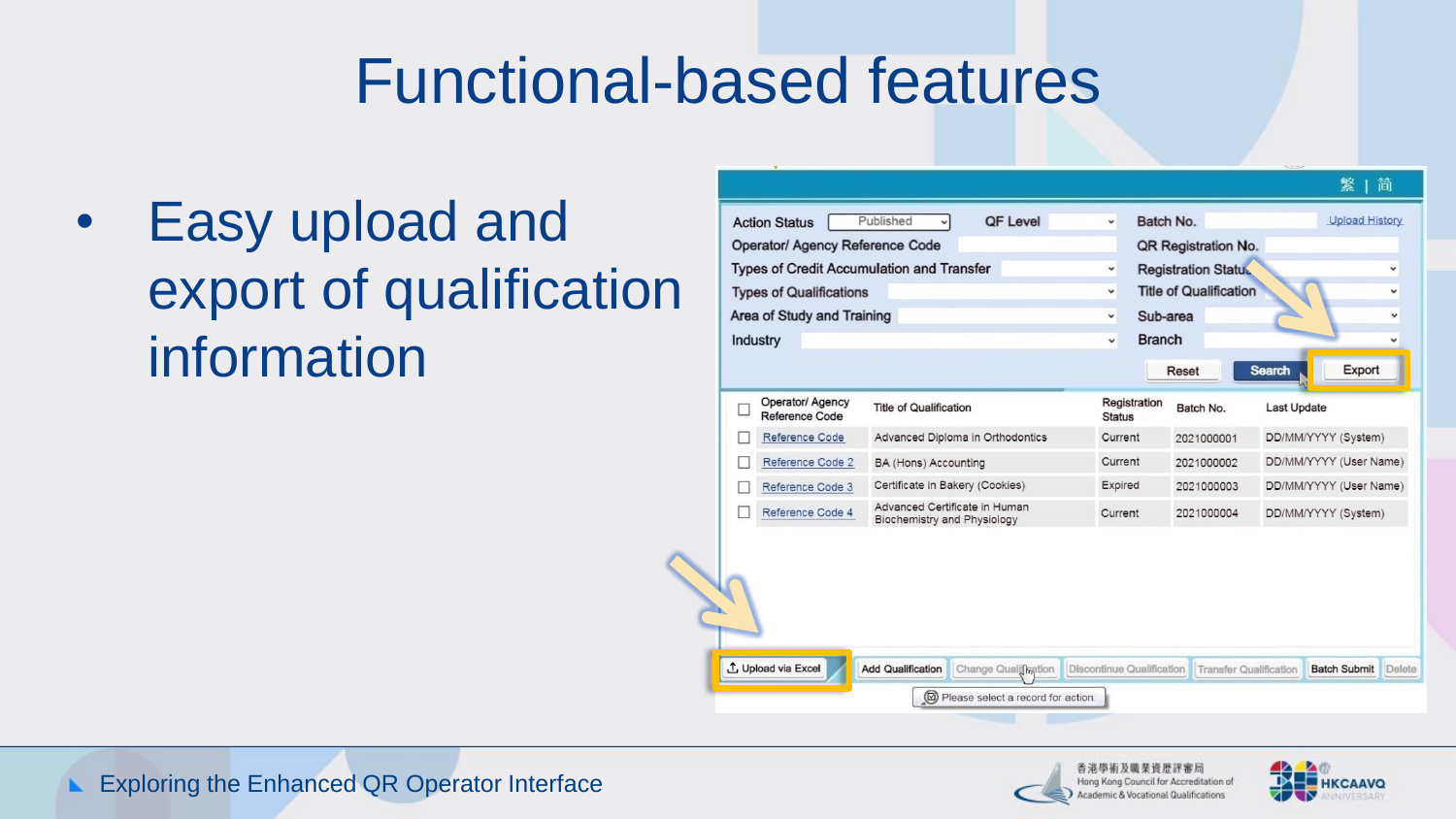# Functional-based features

- Easy upload and export of qualification information

繁 | 簡

Action Status: Published | QF Level | Batch No. | Upload History

Operator/ Agency Reference Code | QR Registration No.

Types of Credit Accumulation and Transfer | Registration Status

Types of Qualifications | Title of Qualification

Area of Study and Training | Sub-area

Industry | Branch

Reset | Search | Export

| | Operator/ Agency Reference Code | Title of Qualification | Registration Status | Batch No. | Last Update |
|---|---|---|---|---|---|
| ☐ | Reference Code | Advanced Diploma in Orthodontics | Current | 2021000001 | DD/MM/YYYY (System) |
| ☐ | Reference Code 2 | BA (Hons) Accounting | Current | 2021000002 | DD/MM/YYYY (User Name) |
| ☐ | Reference Code 3 | Certificate in Bakery (Cookies) | Expired | 2021000003 | DD/MM/YYYY (User Name) |
| ☐ | Reference Code 4 | Advanced Certificate in Human Biochemistry and Physiology | Current | 2021000004 | DD/MM/YYYY (System) |

Upload via Excel | Add Qualification | Change Qualification | Discontinue Qualification | Transfer Qualification | Batch Submit | Delete

Please select a record for action.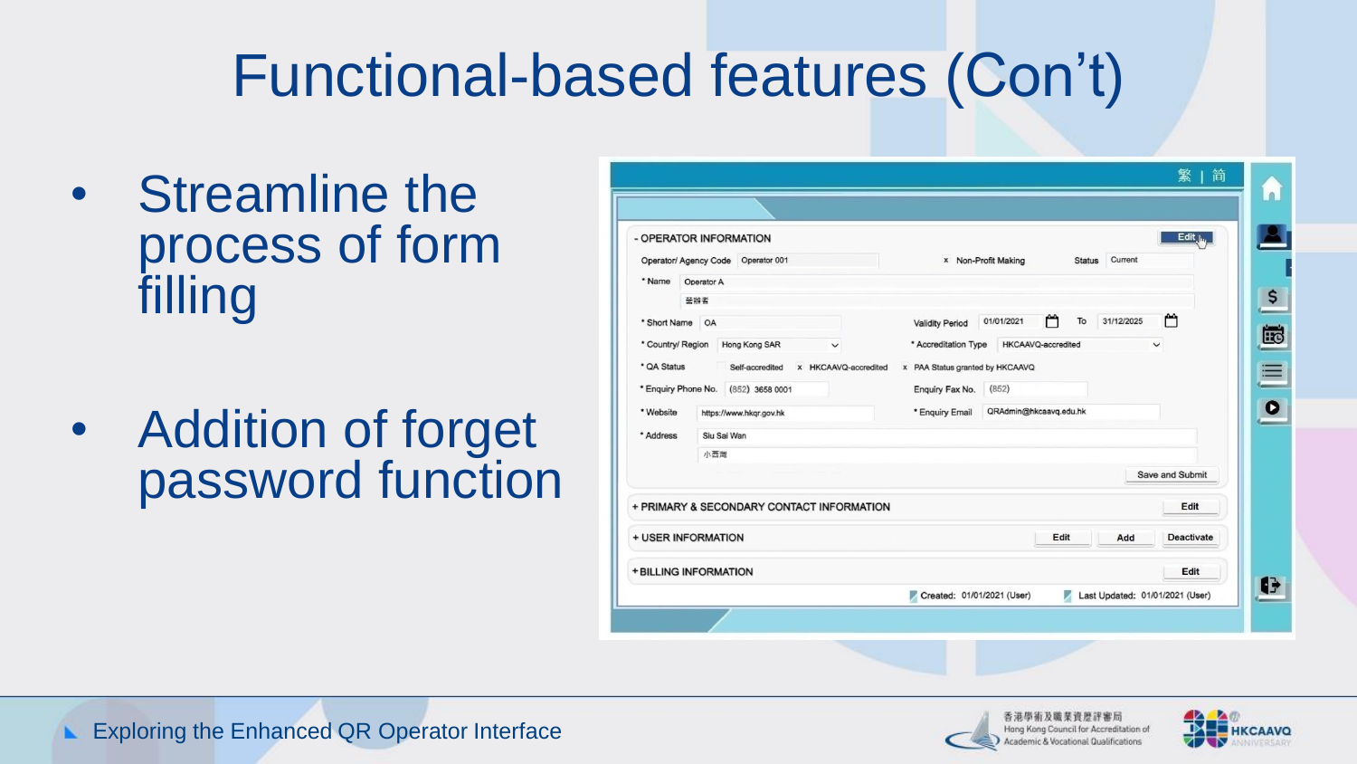# Functional-based features (Con't)

- Streamline the process of form filling
- Addition of forget password function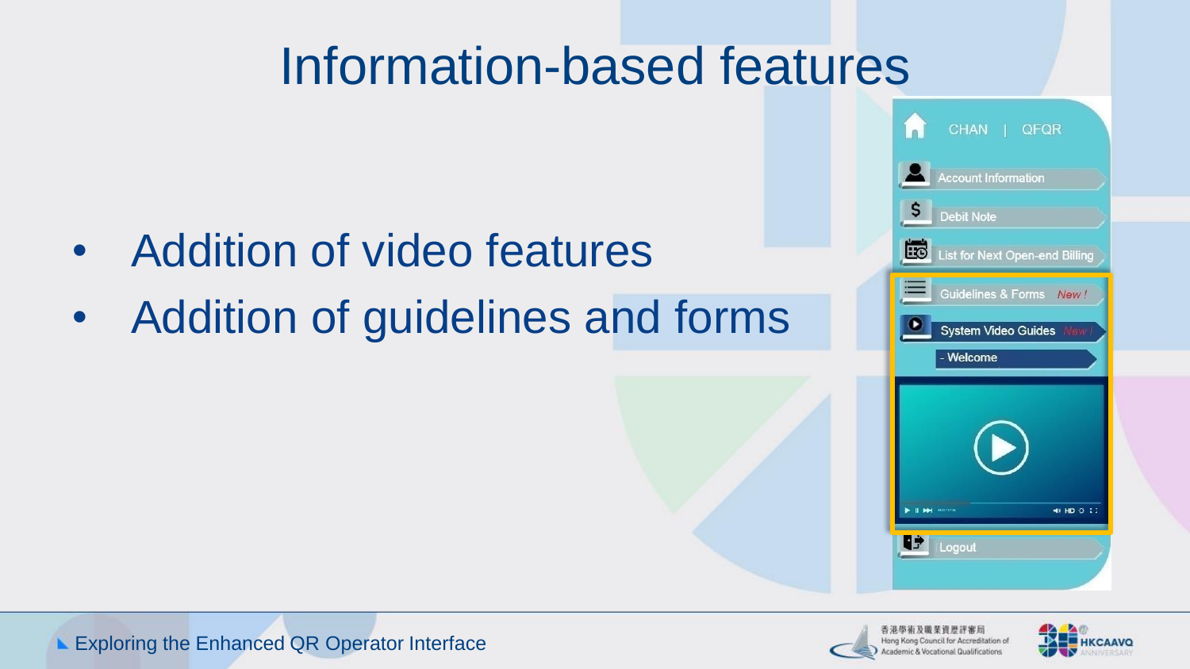# Information-based features

- Addition of video features
- Addition of guidelines and forms

CHAN | QFQR

Account Information

Debit Note

List for Next Open-end Billing

Guidelines & Forms *New !*

System Video Guides *New !*

- Welcome

Logout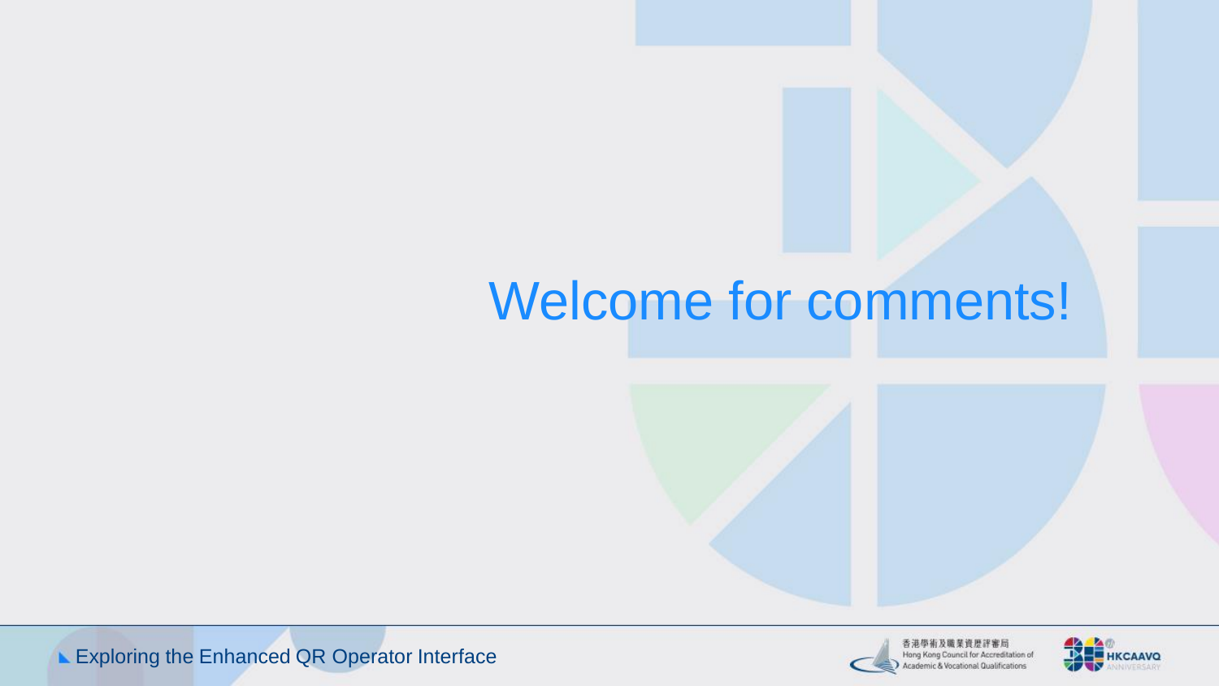# Welcome for comments!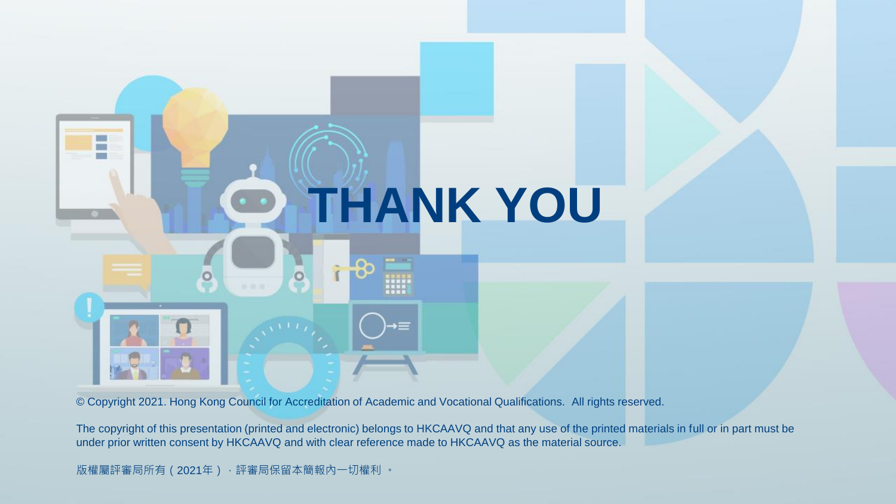# THANK YOU

© Copyright 2021. Hong Kong Council for Accreditation of Academic and Vocational Qualifications. All rights reserved.

The copyright of this presentation (printed and electronic) belongs to HKCAAVQ and that any use of the printed materials in full or in part must be under prior written consent by HKCAAVQ and with clear reference made to HKCAAVQ as the material source.

版權屬評審局所有（2021年）﹐評審局保留本簡報內一切權利 。